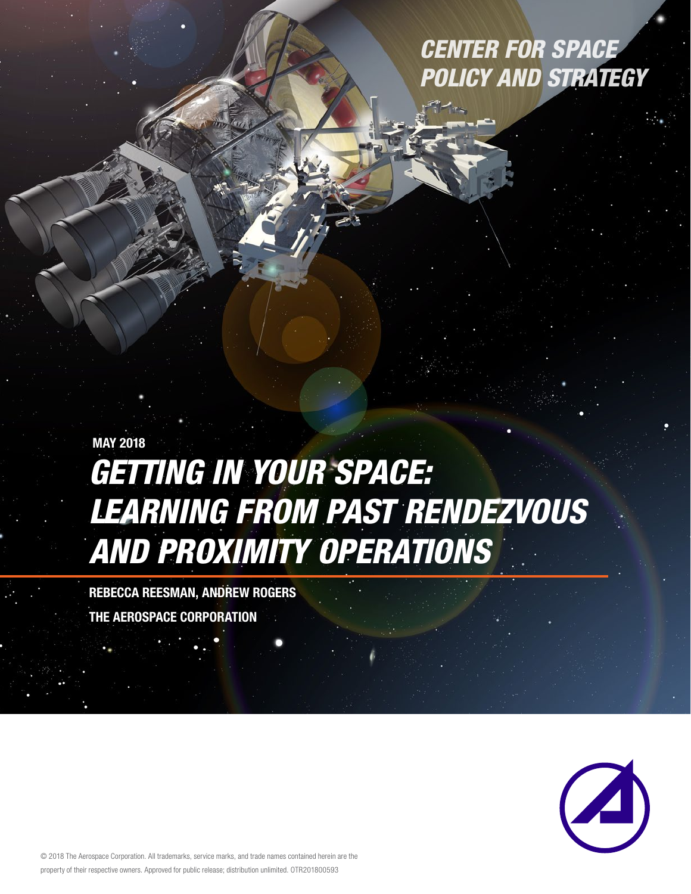*CENTER FOR SPACE POLICY AND STRATEGY*

**MAY 2018**

# *GETTING IN YOUR SPACE: LEARNING FROM PAST RENDEZVOUS AND PROXIMITY OPERATIONS*

**REBECCA REESMAN, ANDREW ROGERS**

**THE AEROSPACE CORPORATION**

© 2018 The Aerospace Corporation. All trademarks, service marks, and trade names contained herein are the property of their respective owners. Approved for public release; distribution unlimited. OTR201800593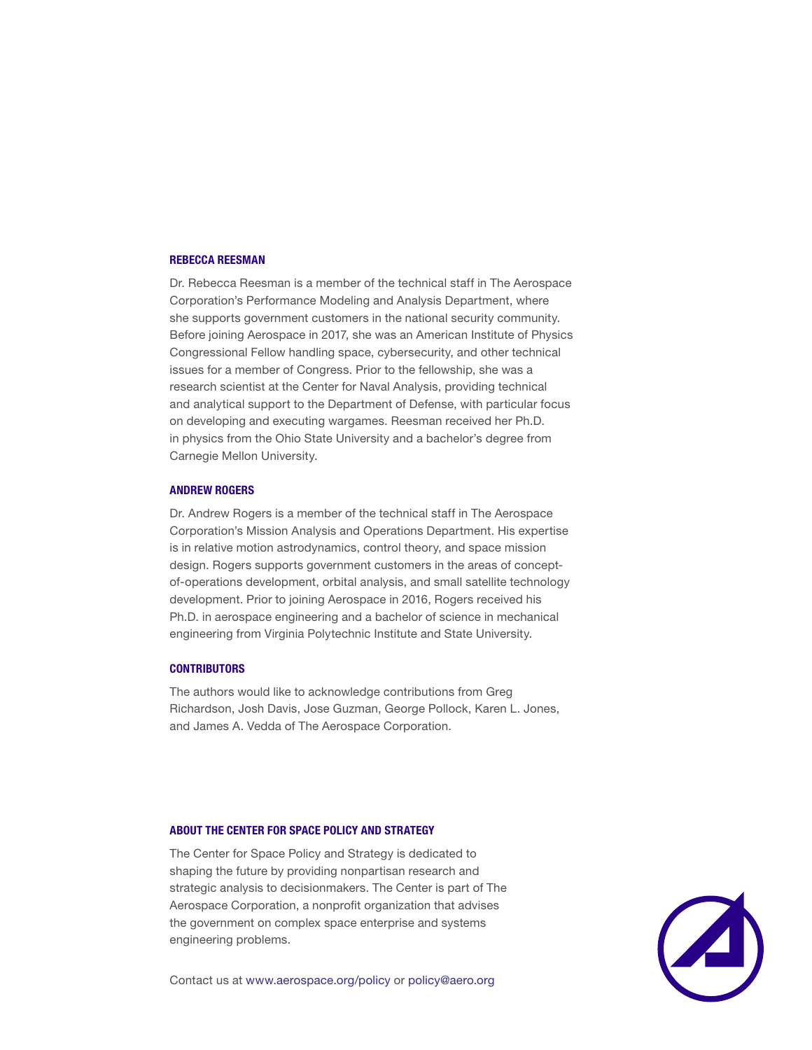## REBECCA REESMAN

Dr. Rebecca Reesman is a member of the technical staff in The Aerospace Corporation's Performance Modeling and Analysis Department, where she supports government customers in the national security community. Before joining Aerospace in 2017, she was an American Institute of Physics Congressional Fellow handling space, cybersecurity, and other technical issues for a member of Congress. Prior to the fellowship, she was a research scientist at the Center for Naval Analysis, providing technical and analytical support to the Department of Defense, with particular focus on developing and executing wargames. Reesman received her Ph.D. in physics from the Ohio State University and a bachelor's degree from Carnegie Mellon University.

## ANDREW ROGERS

Dr. Andrew Rogers is a member of the technical staff in The Aerospace Corporation's Mission Analysis and Operations Department. His expertise is in relative motion astrodynamics, control theory, and space mission design. Rogers supports government customers in the areas of concept-of-operations development, orbital analysis, and small satellite technology development. Prior to joining Aerospace in 2016, Rogers received his Ph.D. in aerospace engineering and a bachelor of science in mechanical engineering from Virginia Polytechnic Institute and State University.

## CONTRIBUTORS

The authors would like to acknowledge contributions from Greg Richardson, Josh Davis, Jose Guzman, George Pollock, Karen L. Jones, and James A. Vedda of The Aerospace Corporation.

## ABOUT THE CENTER FOR SPACE POLICY AND STRATEGY

The Center for Space Policy and Strategy is dedicated to shaping the future by providing nonpartisan research and strategic analysis to decisionmakers. The Center is part of The Aerospace Corporation, a nonprofit organization that advises the government on complex space enterprise and systems engineering problems.

Contact us at www.aerospace.org/policy or policy@aero.org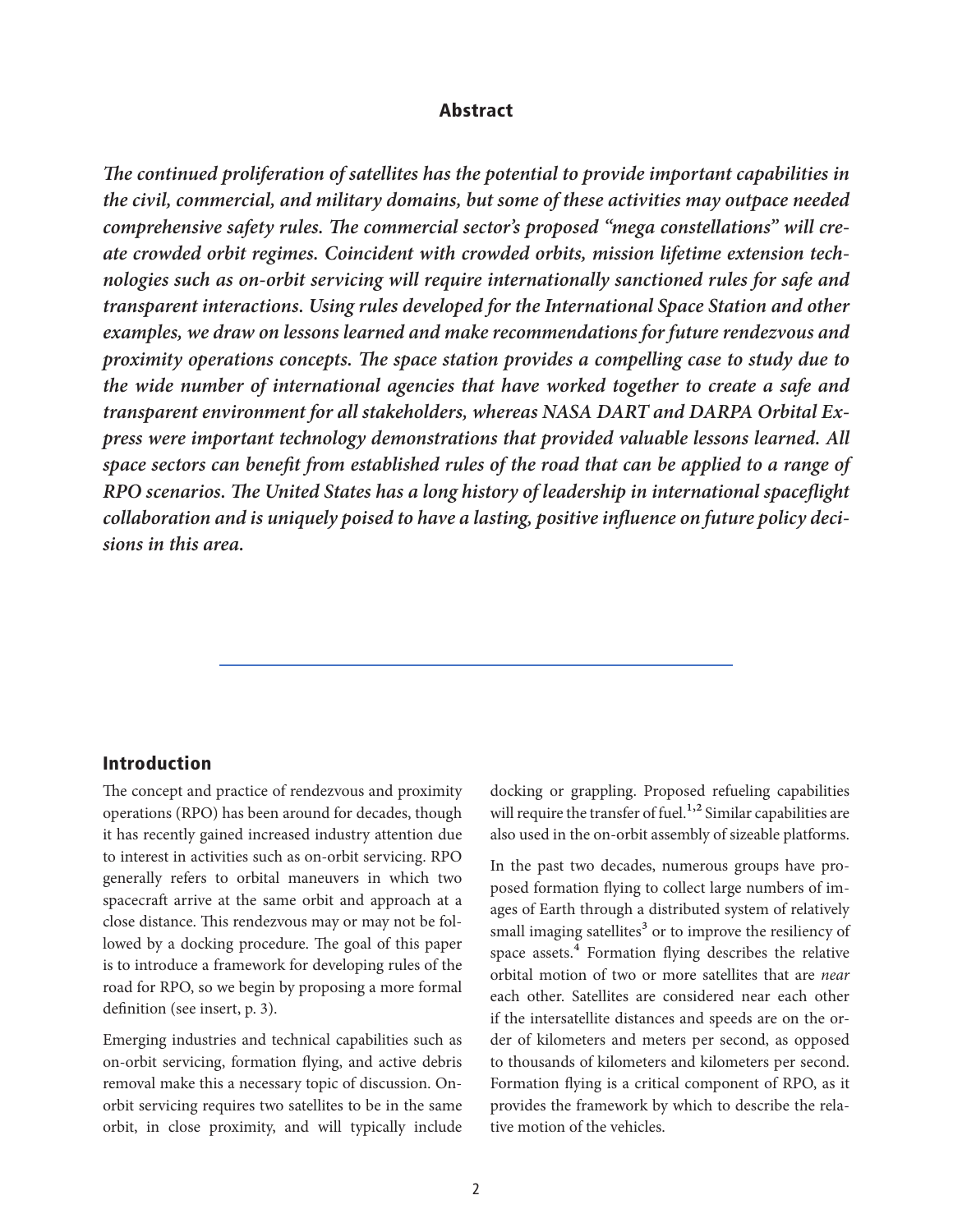## Abstract

***The continued proliferation of satellites has the potential to provide important capabilities in the civil, commercial, and military domains, but some of these activities may outpace needed comprehensive safety rules. The commercial sector's proposed "mega constellations" will create crowded orbit regimes. Coincident with crowded orbits, mission lifetime extension technologies such as on-orbit servicing will require internationally sanctioned rules for safe and transparent interactions. Using rules developed for the International Space Station and other examples, we draw on lessons learned and make recommendations for future rendezvous and proximity operations concepts. The space station provides a compelling case to study due to the wide number of international agencies that have worked together to create a safe and transparent environment for all stakeholders, whereas NASA DART and DARPA Orbital Express were important technology demonstrations that provided valuable lessons learned. All space sectors can benefit from established rules of the road that can be applied to a range of RPO scenarios. The United States has a long history of leadership in international spaceflight collaboration and is uniquely poised to have a lasting, positive influence on future policy decisions in this area.***

## Introduction

The concept and practice of rendezvous and proximity operations (RPO) has been around for decades, though it has recently gained increased industry attention due to interest in activities such as on-orbit servicing. RPO generally refers to orbital maneuvers in which two spacecraft arrive at the same orbit and approach at a close distance. This rendezvous may or may not be followed by a docking procedure. The goal of this paper is to introduce a framework for developing rules of the road for RPO, so we begin by proposing a more formal definition (see insert, p. 3).

Emerging industries and technical capabilities such as on-orbit servicing, formation flying, and active debris removal make this a necessary topic of discussion. On-orbit servicing requires two satellites to be in the same orbit, in close proximity, and will typically include docking or grappling. Proposed refueling capabilities will require the transfer of fuel.[1,2] Similar capabilities are also used in the on-orbit assembly of sizeable platforms.

In the past two decades, numerous groups have proposed formation flying to collect large numbers of images of Earth through a distributed system of relatively small imaging satellites[3] or to improve the resiliency of space assets.[4] Formation flying describes the relative orbital motion of two or more satellites that are *near* each other. Satellites are considered near each other if the intersatellite distances and speeds are on the order of kilometers and meters per second, as opposed to thousands of kilometers and kilometers per second. Formation flying is a critical component of RPO, as it provides the framework by which to describe the relative motion of the vehicles.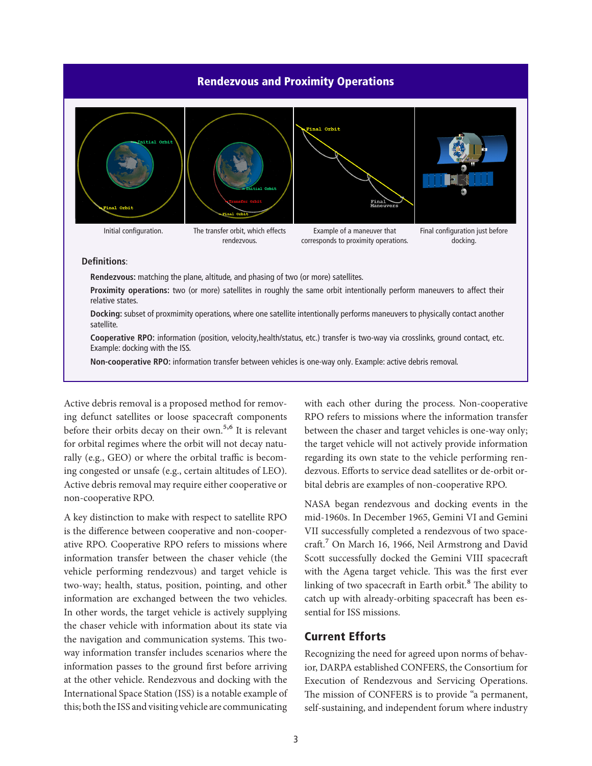## Rendezvous and Proximity Operations

Initial configuration.

The transfer orbit, which effects rendezvous.

Example of a maneuver that corresponds to proximity operations.

Final configuration just before docking.

**Definitions**:

**Rendezvous:** matching the plane, altitude, and phasing of two (or more) satellites.

**Proximity operations:** two (or more) satellites in roughly the same orbit intentionally perform maneuvers to affect their relative states.

**Docking:** subset of proxmimity operations, where one satellite intentionally performs maneuvers to physically contact another satellite.

**Cooperative RPO:** information (position, velocity,health/status, etc.) transfer is two-way via crosslinks, ground contact, etc. Example: docking with the ISS.

**Non-cooperative RPO:** information transfer between vehicles is one-way only. Example: active debris removal.

Active debris removal is a proposed method for removing defunct satellites or loose spacecraft components before their orbits decay on their own.[5,6] It is relevant for orbital regimes where the orbit will not decay naturally (e.g., GEO) or where the orbital traffic is becoming congested or unsafe (e.g., certain altitudes of LEO). Active debris removal may require either cooperative or non-cooperative RPO.

A key distinction to make with respect to satellite RPO is the difference between cooperative and non-cooperative RPO. Cooperative RPO refers to missions where information transfer between the chaser vehicle (the vehicle performing rendezvous) and target vehicle is two-way; health, status, position, pointing, and other information are exchanged between the two vehicles. In other words, the target vehicle is actively supplying the chaser vehicle with information about its state via the navigation and communication systems. This two-way information transfer includes scenarios where the information passes to the ground first before arriving at the other vehicle. Rendezvous and docking with the International Space Station (ISS) is a notable example of this; both the ISS and visiting vehicle are communicating with each other during the process. Non-cooperative RPO refers to missions where the information transfer between the chaser and target vehicles is one-way only; the target vehicle will not actively provide information regarding its own state to the vehicle performing rendezvous. Efforts to service dead satellites or de-orbit orbital debris are examples of non-cooperative RPO.

NASA began rendezvous and docking events in the mid-1960s. In December 1965, Gemini VI and Gemini VII successfully completed a rendezvous of two spacecraft.[7] On March 16, 1966, Neil Armstrong and David Scott successfully docked the Gemini VIII spacecraft with the Agena target vehicle. This was the first ever linking of two spacecraft in Earth orbit.[8] The ability to catch up with already-orbiting spacecraft has been essential for ISS missions.

## Current Efforts

Recognizing the need for agreed upon norms of behavior, DARPA established CONFERS, the Consortium for Execution of Rendezvous and Servicing Operations. The mission of CONFERS is to provide "a permanent, self-sustaining, and independent forum where industry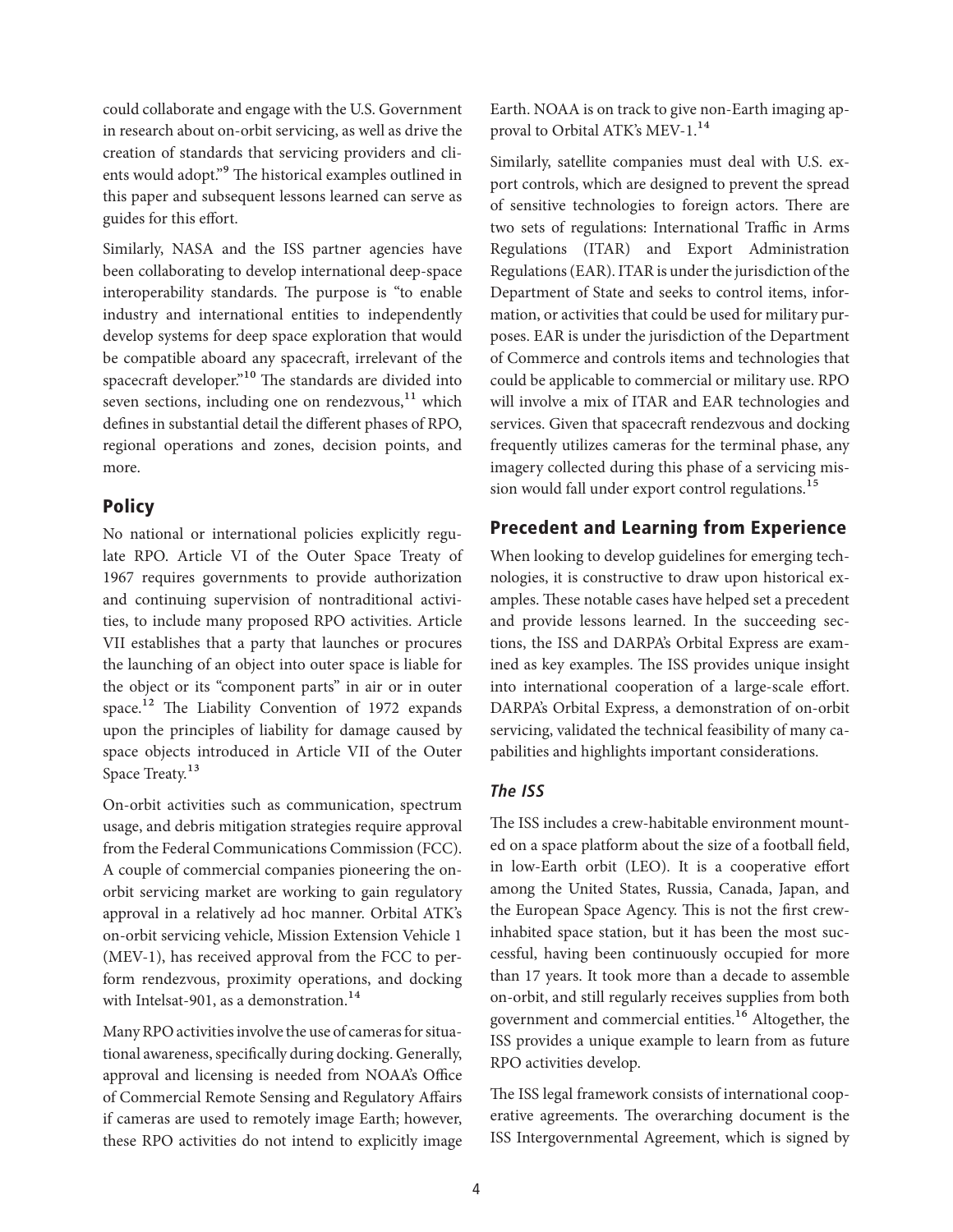could collaborate and engage with the U.S. Government in research about on-orbit servicing, as well as drive the creation of standards that servicing providers and clients would adopt."[9] The historical examples outlined in this paper and subsequent lessons learned can serve as guides for this effort.

Similarly, NASA and the ISS partner agencies have been collaborating to develop international deep-space interoperability standards. The purpose is "to enable industry and international entities to independently develop systems for deep space exploration that would be compatible aboard any spacecraft, irrelevant of the spacecraft developer."[10] The standards are divided into seven sections, including one on rendezvous,[11] which defines in substantial detail the different phases of RPO, regional operations and zones, decision points, and more.

## Policy

No national or international policies explicitly regulate RPO. Article VI of the Outer Space Treaty of 1967 requires governments to provide authorization and continuing supervision of nontraditional activities, to include many proposed RPO activities. Article VII establishes that a party that launches or procures the launching of an object into outer space is liable for the object or its "component parts" in air or in outer space.[12] The Liability Convention of 1972 expands upon the principles of liability for damage caused by space objects introduced in Article VII of the Outer Space Treaty.[13]

On-orbit activities such as communication, spectrum usage, and debris mitigation strategies require approval from the Federal Communications Commission (FCC). A couple of commercial companies pioneering the on-orbit servicing market are working to gain regulatory approval in a relatively ad hoc manner. Orbital ATK's on-orbit servicing vehicle, Mission Extension Vehicle 1 (MEV-1), has received approval from the FCC to perform rendezvous, proximity operations, and docking with Intelsat-901, as a demonstration.[14]

Many RPO activities involve the use of cameras for situational awareness, specifically during docking. Generally, approval and licensing is needed from NOAA's Office of Commercial Remote Sensing and Regulatory Affairs if cameras are used to remotely image Earth; however, these RPO activities do not intend to explicitly image Earth. NOAA is on track to give non-Earth imaging approval to Orbital ATK's MEV-1.[14]

Similarly, satellite companies must deal with U.S. export controls, which are designed to prevent the spread of sensitive technologies to foreign actors. There are two sets of regulations: International Traffic in Arms Regulations (ITAR) and Export Administration Regulations (EAR). ITAR is under the jurisdiction of the Department of State and seeks to control items, information, or activities that could be used for military purposes. EAR is under the jurisdiction of the Department of Commerce and controls items and technologies that could be applicable to commercial or military use. RPO will involve a mix of ITAR and EAR technologies and services. Given that spacecraft rendezvous and docking frequently utilizes cameras for the terminal phase, any imagery collected during this phase of a servicing mission would fall under export control regulations.[15]

## Precedent and Learning from Experience

When looking to develop guidelines for emerging technologies, it is constructive to draw upon historical examples. These notable cases have helped set a precedent and provide lessons learned. In the succeeding sections, the ISS and DARPA's Orbital Express are examined as key examples. The ISS provides unique insight into international cooperation of a large-scale effort. DARPA's Orbital Express, a demonstration of on-orbit servicing, validated the technical feasibility of many capabilities and highlights important considerations.

### *The ISS*

The ISS includes a crew-habitable environment mounted on a space platform about the size of a football field, in low-Earth orbit (LEO). It is a cooperative effort among the United States, Russia, Canada, Japan, and the European Space Agency. This is not the first crew-inhabited space station, but it has been the most successful, having been continuously occupied for more than 17 years. It took more than a decade to assemble on-orbit, and still regularly receives supplies from both government and commercial entities.[16] Altogether, the ISS provides a unique example to learn from as future RPO activities develop.

The ISS legal framework consists of international cooperative agreements. The overarching document is the ISS Intergovernmental Agreement, which is signed by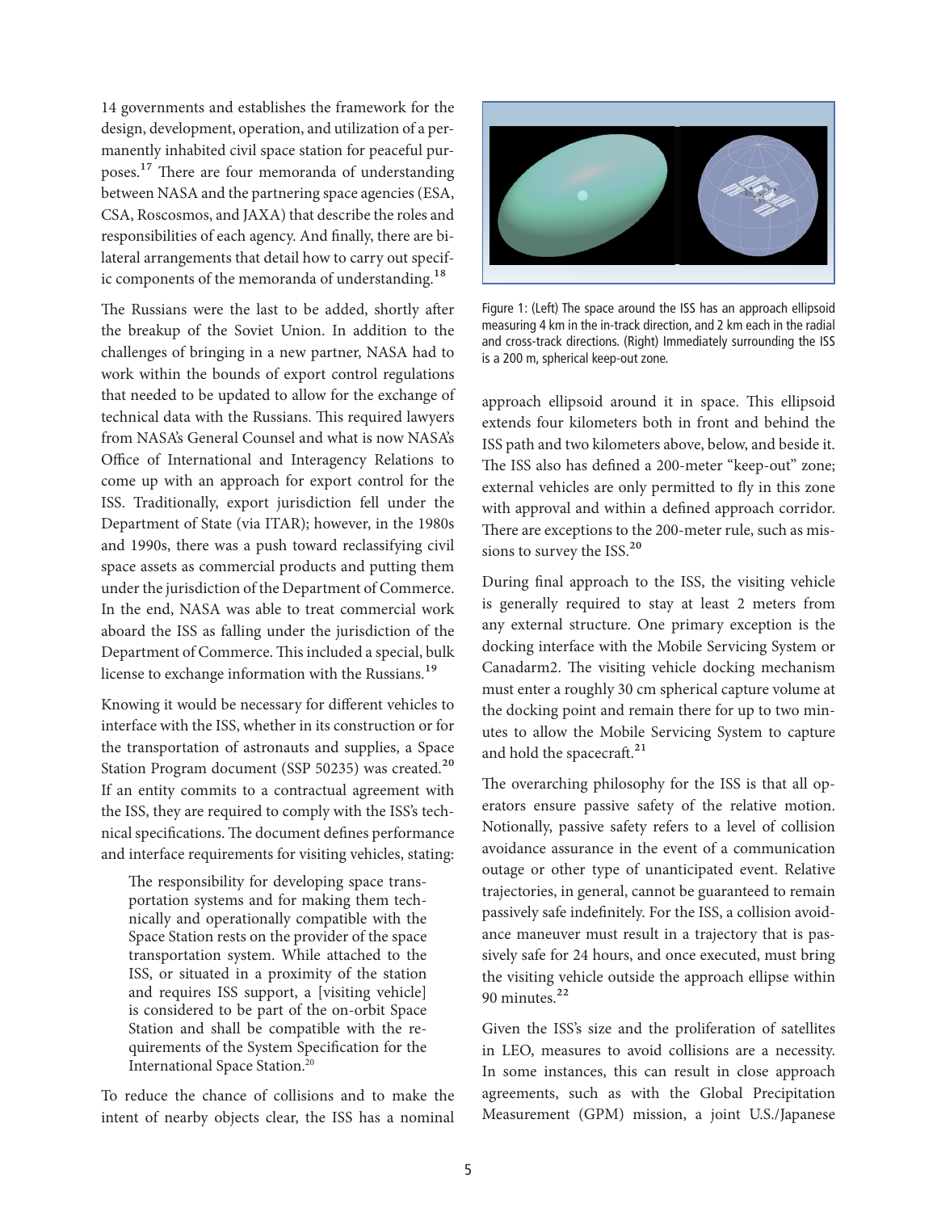14 governments and establishes the framework for the design, development, operation, and utilization of a permanently inhabited civil space station for peaceful purposes.[17] There are four memoranda of understanding between NASA and the partnering space agencies (ESA, CSA, Roscosmos, and JAXA) that describe the roles and responsibilities of each agency. And finally, there are bilateral arrangements that detail how to carry out specific components of the memoranda of understanding.[18]

The Russians were the last to be added, shortly after the breakup of the Soviet Union. In addition to the challenges of bringing in a new partner, NASA had to work within the bounds of export control regulations that needed to be updated to allow for the exchange of technical data with the Russians. This required lawyers from NASA's General Counsel and what is now NASA's Office of International and Interagency Relations to come up with an approach for export control for the ISS. Traditionally, export jurisdiction fell under the Department of State (via ITAR); however, in the 1980s and 1990s, there was a push toward reclassifying civil space assets as commercial products and putting them under the jurisdiction of the Department of Commerce. In the end, NASA was able to treat commercial work aboard the ISS as falling under the jurisdiction of the Department of Commerce. This included a special, bulk license to exchange information with the Russians.[19]

Knowing it would be necessary for different vehicles to interface with the ISS, whether in its construction or for the transportation of astronauts and supplies, a Space Station Program document (SSP 50235) was created.[20] If an entity commits to a contractual agreement with the ISS, they are required to comply with the ISS's technical specifications. The document defines performance and interface requirements for visiting vehicles, stating:

> The responsibility for developing space transportation systems and for making them technically and operationally compatible with the Space Station rests on the provider of the space transportation system. While attached to the ISS, or situated in a proximity of the station and requires ISS support, a [visiting vehicle] is considered to be part of the on-orbit Space Station and shall be compatible with the requirements of the System Specification for the International Space Station.[20]

To reduce the chance of collisions and to make the intent of nearby objects clear, the ISS has a nominal approach ellipsoid around it in space. This ellipsoid extends four kilometers both in front and behind the ISS path and two kilometers above, below, and beside it. The ISS also has defined a 200-meter "keep-out" zone; external vehicles are only permitted to fly in this zone with approval and within a defined approach corridor. There are exceptions to the 200-meter rule, such as missions to survey the ISS.[20]

Figure 1: (Left) The space around the ISS has an approach ellipsoid measuring 4 km in the in-track direction, and 2 km each in the radial and cross-track directions. (Right) Immediately surrounding the ISS is a 200 m, spherical keep-out zone.

During final approach to the ISS, the visiting vehicle is generally required to stay at least 2 meters from any external structure. One primary exception is the docking interface with the Mobile Servicing System or Canadarm2. The visiting vehicle docking mechanism must enter a roughly 30 cm spherical capture volume at the docking point and remain there for up to two minutes to allow the Mobile Servicing System to capture and hold the spacecraft.[21]

The overarching philosophy for the ISS is that all operators ensure passive safety of the relative motion. Notionally, passive safety refers to a level of collision avoidance assurance in the event of a communication outage or other type of unanticipated event. Relative trajectories, in general, cannot be guaranteed to remain passively safe indefinitely. For the ISS, a collision avoidance maneuver must result in a trajectory that is passively safe for 24 hours, and once executed, must bring the visiting vehicle outside the approach ellipse within 90 minutes.[22]

Given the ISS's size and the proliferation of satellites in LEO, measures to avoid collisions are a necessity. In some instances, this can result in close approach agreements, such as with the Global Precipitation Measurement (GPM) mission, a joint U.S./Japanese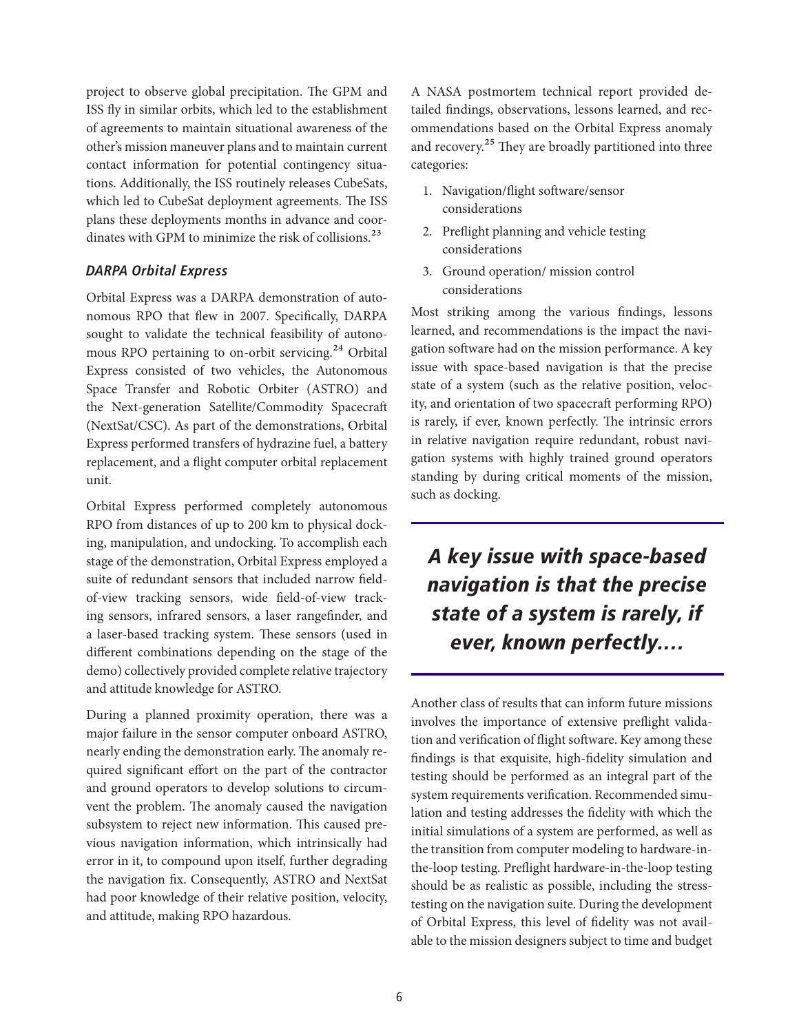project to observe global precipitation. The GPM and ISS fly in similar orbits, which led to the establishment of agreements to maintain situational awareness of the other's mission maneuver plans and to maintain current contact information for potential contingency situations. Additionally, the ISS routinely releases CubeSats, which led to CubeSat deployment agreements. The ISS plans these deployments months in advance and coordinates with GPM to minimize the risk of collisions.[23]

### DARPA Orbital Express

Orbital Express was a DARPA demonstration of autonomous RPO that flew in 2007. Specifically, DARPA sought to validate the technical feasibility of autonomous RPO pertaining to on-orbit servicing.[24] Orbital Express consisted of two vehicles, the Autonomous Space Transfer and Robotic Orbiter (ASTRO) and the Next-generation Satellite/Commodity Spacecraft (NextSat/CSC). As part of the demonstrations, Orbital Express performed transfers of hydrazine fuel, a battery replacement, and a flight computer orbital replacement unit.

Orbital Express performed completely autonomous RPO from distances of up to 200 km to physical docking, manipulation, and undocking. To accomplish each stage of the demonstration, Orbital Express employed a suite of redundant sensors that included narrow field-of-view tracking sensors, wide field-of-view tracking sensors, infrared sensors, a laser rangefinder, and a laser-based tracking system. These sensors (used in different combinations depending on the stage of the demo) collectively provided complete relative trajectory and attitude knowledge for ASTRO.

During a planned proximity operation, there was a major failure in the sensor computer onboard ASTRO, nearly ending the demonstration early. The anomaly required significant effort on the part of the contractor and ground operators to develop solutions to circumvent the problem. The anomaly caused the navigation subsystem to reject new information. This caused previous navigation information, which intrinsically had error in it, to compound upon itself, further degrading the navigation fix. Consequently, ASTRO and NextSat had poor knowledge of their relative position, velocity, and attitude, making RPO hazardous.

A NASA postmortem technical report provided detailed findings, observations, lessons learned, and recommendations based on the Orbital Express anomaly and recovery.[25] They are broadly partitioned into three categories:

1. Navigation/flight software/sensor considerations
2. Preflight planning and vehicle testing considerations
3. Ground operation/ mission control considerations

Most striking among the various findings, lessons learned, and recommendations is the impact the navigation software had on the mission performance. A key issue with space-based navigation is that the precise state of a system (such as the relative position, velocity, and orientation of two spacecraft performing RPO) is rarely, if ever, known perfectly. The intrinsic errors in relative navigation require redundant, robust navigation systems with highly trained ground operators standing by during critical moments of the mission, such as docking.

> ***A key issue with space-based navigation is that the precise state of a system is rarely, if ever, known perfectly.…***

Another class of results that can inform future missions involves the importance of extensive preflight validation and verification of flight software. Key among these findings is that exquisite, high-fidelity simulation and testing should be performed as an integral part of the system requirements verification. Recommended simulation and testing addresses the fidelity with which the initial simulations of a system are performed, as well as the transition from computer modeling to hardware-in-the-loop testing. Preflight hardware-in-the-loop testing should be as realistic as possible, including the stress-testing on the navigation suite. During the development of Orbital Express, this level of fidelity was not available to the mission designers subject to time and budget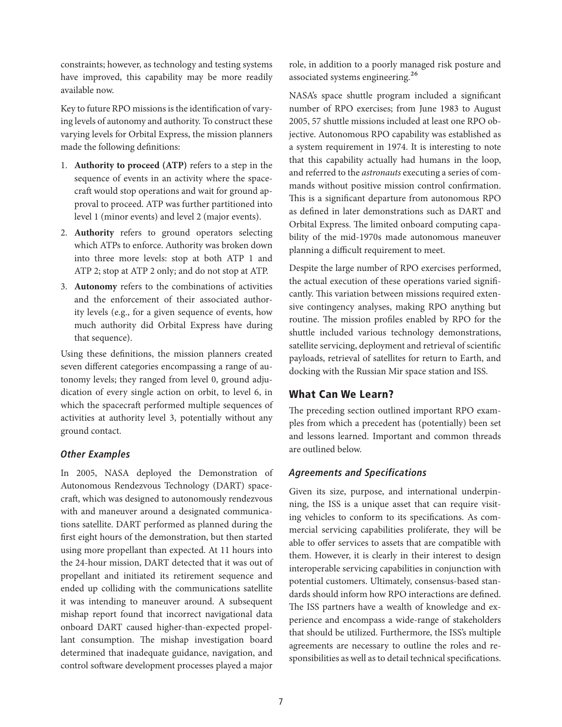constraints; however, as technology and testing systems have improved, this capability may be more readily available now.

Key to future RPO missions is the identification of varying levels of autonomy and authority. To construct these varying levels for Orbital Express, the mission planners made the following definitions:

1. **Authority to proceed (ATP)** refers to a step in the sequence of events in an activity where the spacecraft would stop operations and wait for ground approval to proceed. ATP was further partitioned into level 1 (minor events) and level 2 (major events).
2. **Authority** refers to ground operators selecting which ATPs to enforce. Authority was broken down into three more levels: stop at both ATP 1 and ATP 2; stop at ATP 2 only; and do not stop at ATP.
3. **Autonomy** refers to the combinations of activities and the enforcement of their associated authority levels (e.g., for a given sequence of events, how much authority did Orbital Express have during that sequence).

Using these definitions, the mission planners created seven different categories encompassing a range of autonomy levels; they ranged from level 0, ground adjudication of every single action on orbit, to level 6, in which the spacecraft performed multiple sequences of activities at authority level 3, potentially without any ground contact.

### *Other Examples*

In 2005, NASA deployed the Demonstration of Autonomous Rendezvous Technology (DART) spacecraft, which was designed to autonomously rendezvous with and maneuver around a designated communications satellite. DART performed as planned during the first eight hours of the demonstration, but then started using more propellant than expected. At 11 hours into the 24-hour mission, DART detected that it was out of propellant and initiated its retirement sequence and ended up colliding with the communications satellite it was intending to maneuver around. A subsequent mishap report found that incorrect navigational data onboard DART caused higher-than-expected propellant consumption. The mishap investigation board determined that inadequate guidance, navigation, and control software development processes played a major role, in addition to a poorly managed risk posture and associated systems engineering.[26]

NASA's space shuttle program included a significant number of RPO exercises; from June 1983 to August 2005, 57 shuttle missions included at least one RPO objective. Autonomous RPO capability was established as a system requirement in 1974. It is interesting to note that this capability actually had humans in the loop, and referred to the *astronauts* executing a series of commands without positive mission control confirmation. This is a significant departure from autonomous RPO as defined in later demonstrations such as DART and Orbital Express. The limited onboard computing capability of the mid-1970s made autonomous maneuver planning a difficult requirement to meet.

Despite the large number of RPO exercises performed, the actual execution of these operations varied significantly. This variation between missions required extensive contingency analyses, making RPO anything but routine. The mission profiles enabled by RPO for the shuttle included various technology demonstrations, satellite servicing, deployment and retrieval of scientific payloads, retrieval of satellites for return to Earth, and docking with the Russian Mir space station and ISS.

## What Can We Learn?

The preceding section outlined important RPO examples from which a precedent has (potentially) been set and lessons learned. Important and common threads are outlined below.

### *Agreements and Specifications*

Given its size, purpose, and international underpinning, the ISS is a unique asset that can require visiting vehicles to conform to its specifications. As commercial servicing capabilities proliferate, they will be able to offer services to assets that are compatible with them. However, it is clearly in their interest to design interoperable servicing capabilities in conjunction with potential customers. Ultimately, consensus-based standards should inform how RPO interactions are defined. The ISS partners have a wealth of knowledge and experience and encompass a wide-range of stakeholders that should be utilized. Furthermore, the ISS's multiple agreements are necessary to outline the roles and responsibilities as well as to detail technical specifications.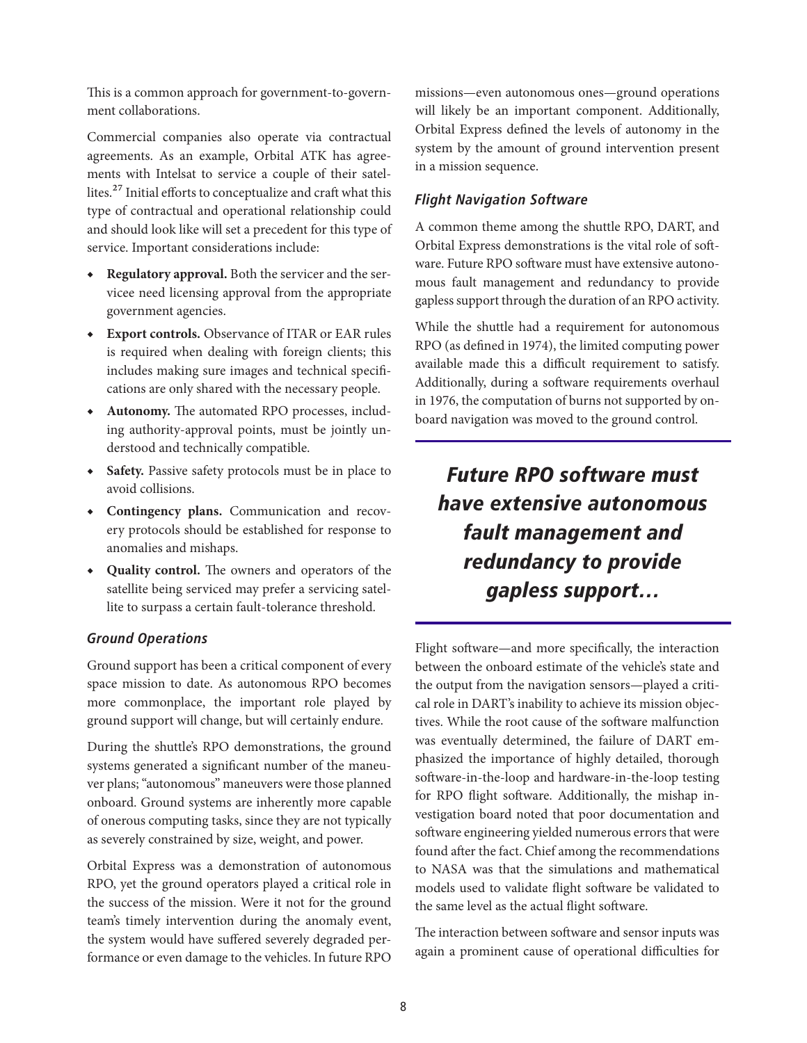This is a common approach for government-to-government collaborations.

Commercial companies also operate via contractual agreements. As an example, Orbital ATK has agreements with Intelsat to service a couple of their satellites.[27] Initial efforts to conceptualize and craft what this type of contractual and operational relationship could and should look like will set a precedent for this type of service. Important considerations include:

- **Regulatory approval.** Both the servicer and the servicee need licensing approval from the appropriate government agencies.
- **Export controls.** Observance of ITAR or EAR rules is required when dealing with foreign clients; this includes making sure images and technical specifications are only shared with the necessary people.
- **Autonomy.** The automated RPO processes, including authority-approval points, must be jointly understood and technically compatible.
- **Safety.** Passive safety protocols must be in place to avoid collisions.
- **Contingency plans.** Communication and recovery protocols should be established for response to anomalies and mishaps.
- **Quality control.** The owners and operators of the satellite being serviced may prefer a servicing satellite to surpass a certain fault-tolerance threshold.

### *Ground Operations*

Ground support has been a critical component of every space mission to date. As autonomous RPO becomes more commonplace, the important role played by ground support will change, but will certainly endure.

During the shuttle's RPO demonstrations, the ground systems generated a significant number of the maneuver plans; "autonomous" maneuvers were those planned onboard. Ground systems are inherently more capable of onerous computing tasks, since they are not typically as severely constrained by size, weight, and power.

Orbital Express was a demonstration of autonomous RPO, yet the ground operators played a critical role in the success of the mission. Were it not for the ground team's timely intervention during the anomaly event, the system would have suffered severely degraded performance or even damage to the vehicles. In future RPO missions—even autonomous ones—ground operations will likely be an important component. Additionally, Orbital Express defined the levels of autonomy in the system by the amount of ground intervention present in a mission sequence.

### *Flight Navigation Software*

A common theme among the shuttle RPO, DART, and Orbital Express demonstrations is the vital role of software. Future RPO software must have extensive autonomous fault management and redundancy to provide gapless support through the duration of an RPO activity.

While the shuttle had a requirement for autonomous RPO (as defined in 1974), the limited computing power available made this a difficult requirement to satisfy. Additionally, during a software requirements overhaul in 1976, the computation of burns not supported by onboard navigation was moved to the ground control.

> ***Future RPO software must have extensive autonomous fault management and redundancy to provide gapless support…***

Flight software—and more specifically, the interaction between the onboard estimate of the vehicle's state and the output from the navigation sensors—played a critical role in DART's inability to achieve its mission objectives. While the root cause of the software malfunction was eventually determined, the failure of DART emphasized the importance of highly detailed, thorough software-in-the-loop and hardware-in-the-loop testing for RPO flight software. Additionally, the mishap investigation board noted that poor documentation and software engineering yielded numerous errors that were found after the fact. Chief among the recommendations to NASA was that the simulations and mathematical models used to validate flight software be validated to the same level as the actual flight software.

The interaction between software and sensor inputs was again a prominent cause of operational difficulties for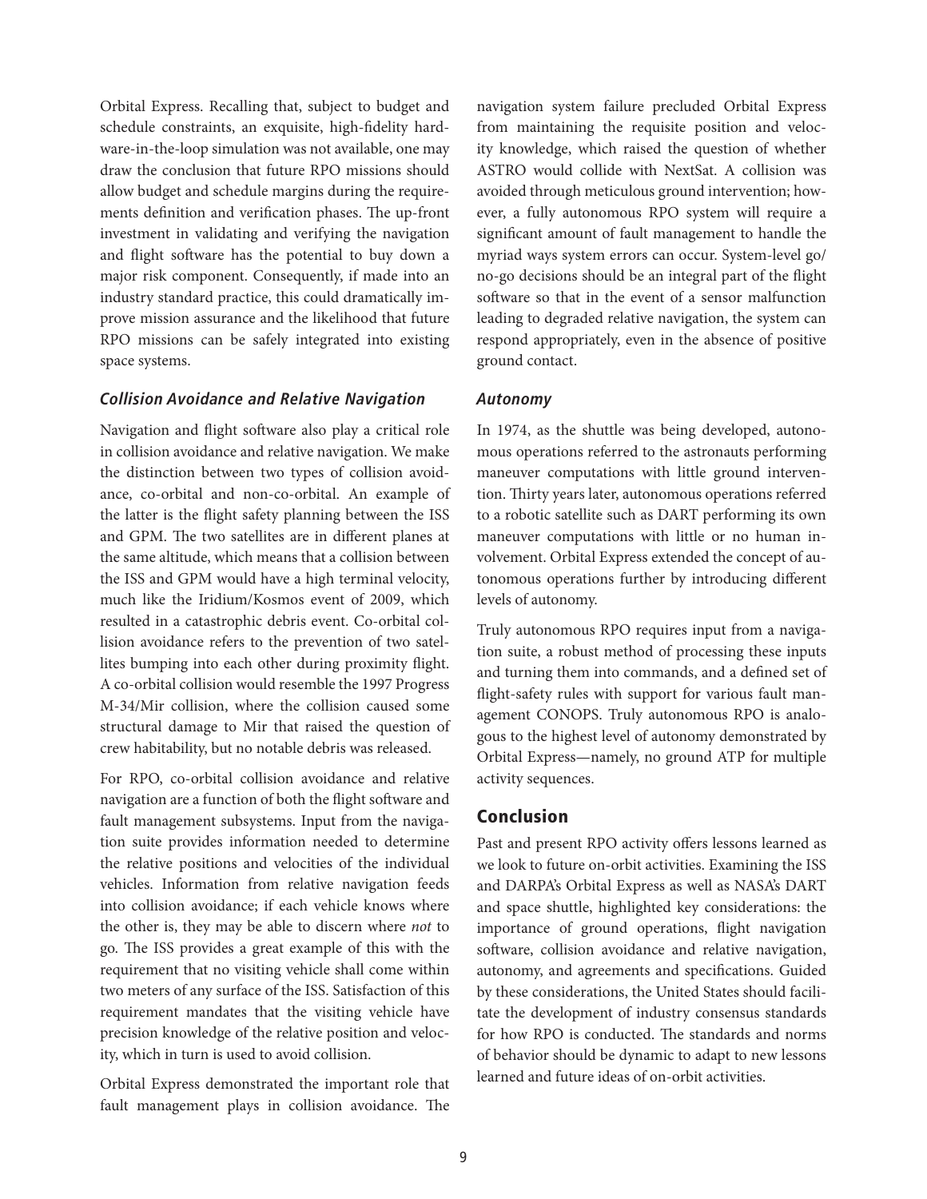Orbital Express. Recalling that, subject to budget and schedule constraints, an exquisite, high-fidelity hardware-in-the-loop simulation was not available, one may draw the conclusion that future RPO missions should allow budget and schedule margins during the requirements definition and verification phases. The up-front investment in validating and verifying the navigation and flight software has the potential to buy down a major risk component. Consequently, if made into an industry standard practice, this could dramatically improve mission assurance and the likelihood that future RPO missions can be safely integrated into existing space systems.

### *Collision Avoidance and Relative Navigation*

Navigation and flight software also play a critical role in collision avoidance and relative navigation. We make the distinction between two types of collision avoidance, co-orbital and non-co-orbital. An example of the latter is the flight safety planning between the ISS and GPM. The two satellites are in different planes at the same altitude, which means that a collision between the ISS and GPM would have a high terminal velocity, much like the Iridium/Kosmos event of 2009, which resulted in a catastrophic debris event. Co-orbital collision avoidance refers to the prevention of two satellites bumping into each other during proximity flight. A co-orbital collision would resemble the 1997 Progress M-34/Mir collision, where the collision caused some structural damage to Mir that raised the question of crew habitability, but no notable debris was released.

For RPO, co-orbital collision avoidance and relative navigation are a function of both the flight software and fault management subsystems. Input from the navigation suite provides information needed to determine the relative positions and velocities of the individual vehicles. Information from relative navigation feeds into collision avoidance; if each vehicle knows where the other is, they may be able to discern where *not* to go. The ISS provides a great example of this with the requirement that no visiting vehicle shall come within two meters of any surface of the ISS. Satisfaction of this requirement mandates that the visiting vehicle have precision knowledge of the relative position and velocity, which in turn is used to avoid collision.

Orbital Express demonstrated the important role that fault management plays in collision avoidance. The navigation system failure precluded Orbital Express from maintaining the requisite position and velocity knowledge, which raised the question of whether ASTRO would collide with NextSat. A collision was avoided through meticulous ground intervention; however, a fully autonomous RPO system will require a significant amount of fault management to handle the myriad ways system errors can occur. System-level go/no-go decisions should be an integral part of the flight software so that in the event of a sensor malfunction leading to degraded relative navigation, the system can respond appropriately, even in the absence of positive ground contact.

### *Autonomy*

In 1974, as the shuttle was being developed, autonomous operations referred to the astronauts performing maneuver computations with little ground intervention. Thirty years later, autonomous operations referred to a robotic satellite such as DART performing its own maneuver computations with little or no human involvement. Orbital Express extended the concept of autonomous operations further by introducing different levels of autonomy.

Truly autonomous RPO requires input from a navigation suite, a robust method of processing these inputs and turning them into commands, and a defined set of flight-safety rules with support for various fault management CONOPS. Truly autonomous RPO is analogous to the highest level of autonomy demonstrated by Orbital Express—namely, no ground ATP for multiple activity sequences.

## Conclusion

Past and present RPO activity offers lessons learned as we look to future on-orbit activities. Examining the ISS and DARPA's Orbital Express as well as NASA's DART and space shuttle, highlighted key considerations: the importance of ground operations, flight navigation software, collision avoidance and relative navigation, autonomy, and agreements and specifications. Guided by these considerations, the United States should facilitate the development of industry consensus standards for how RPO is conducted. The standards and norms of behavior should be dynamic to adapt to new lessons learned and future ideas of on-orbit activities.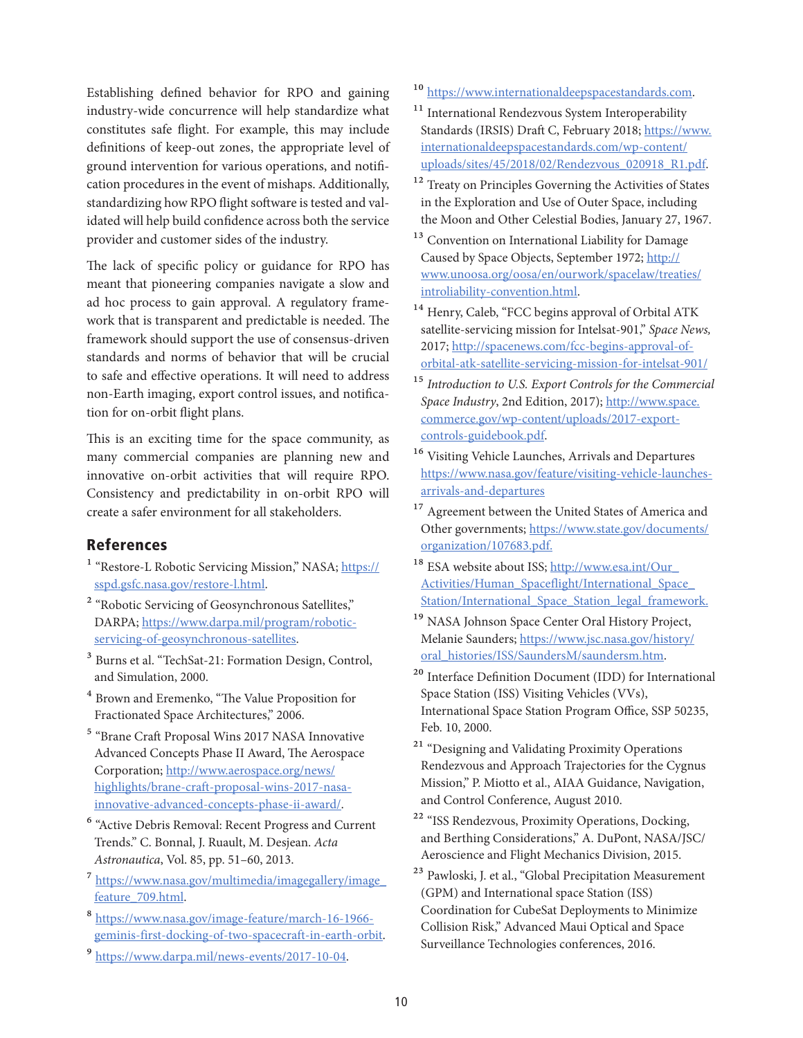Establishing defined behavior for RPO and gaining industry-wide concurrence will help standardize what constitutes safe flight. For example, this may include definitions of keep-out zones, the appropriate level of ground intervention for various operations, and notification procedures in the event of mishaps. Additionally, standardizing how RPO flight software is tested and validated will help build confidence across both the service provider and customer sides of the industry.

The lack of specific policy or guidance for RPO has meant that pioneering companies navigate a slow and ad hoc process to gain approval. A regulatory framework that is transparent and predictable is needed. The framework should support the use of consensus-driven standards and norms of behavior that will be crucial to safe and effective operations. It will need to address non-Earth imaging, export control issues, and notification for on-orbit flight plans.

This is an exciting time for the space community, as many commercial companies are planning new and innovative on-orbit activities that will require RPO. Consistency and predictability in on-orbit RPO will create a safer environment for all stakeholders.

## References

[1] "Restore-L Robotic Servicing Mission," NASA; https://sspd.gsfc.nasa.gov/restore-l.html.

[2] "Robotic Servicing of Geosynchronous Satellites," DARPA; https://www.darpa.mil/program/robotic-servicing-of-geosynchronous-satellites.

[3] Burns et al. "TechSat-21: Formation Design, Control, and Simulation, 2000.

[4] Brown and Eremenko, "The Value Proposition for Fractionated Space Architectures," 2006.

[5] "Brane Craft Proposal Wins 2017 NASA Innovative Advanced Concepts Phase II Award, The Aerospace Corporation; http://www.aerospace.org/news/highlights/brane-craft-proposal-wins-2017-nasa-innovative-advanced-concepts-phase-ii-award/.

[6] "Active Debris Removal: Recent Progress and Current Trends." C. Bonnal, J. Ruault, M. Desjean. *Acta Astronautica*, Vol. 85, pp. 51–60, 2013.

[7] https://www.nasa.gov/multimedia/imagegallery/image_feature_709.html.

[8] https://www.nasa.gov/image-feature/march-16-1966-geminis-first-docking-of-two-spacecraft-in-earth-orbit.

[9] https://www.darpa.mil/news-events/2017-10-04.

[10] https://www.internationaldeepspacestandards.com.

[11] International Rendezvous System Interoperability Standards (IRSIS) Draft C, February 2018; https://www.internationaldeepspacestandards.com/wp-content/uploads/sites/45/2018/02/Rendezvous_020918_R1.pdf.

[12] Treaty on Principles Governing the Activities of States in the Exploration and Use of Outer Space, including the Moon and Other Celestial Bodies, January 27, 1967.

[13] Convention on International Liability for Damage Caused by Space Objects, September 1972; http://www.unoosa.org/oosa/en/ourwork/spacelaw/treaties/introliability-convention.html.

[14] Henry, Caleb, "FCC begins approval of Orbital ATK satellite-servicing mission for Intelsat-901," *Space News,* 2017; http://spacenews.com/fcc-begins-approval-of-orbital-atk-satellite-servicing-mission-for-intelsat-901/

[15] *Introduction to U.S. Export Controls for the Commercial Space Industry*, 2nd Edition, 2017); http://www.space.commerce.gov/wp-content/uploads/2017-export-controls-guidebook.pdf.

[16] Visiting Vehicle Launches, Arrivals and Departures https://www.nasa.gov/feature/visiting-vehicle-launches-arrivals-and-departures

[17] Agreement between the United States of America and Other governments; https://www.state.gov/documents/organization/107683.pdf.

[18] ESA website about ISS; http://www.esa.int/Our_Activities/Human_Spaceflight/International_Space_Station/International_Space_Station_legal_framework.

[19] NASA Johnson Space Center Oral History Project, Melanie Saunders; https://www.jsc.nasa.gov/history/oral_histories/ISS/SaundersM/saundersm.htm.

[20] Interface Definition Document (IDD) for International Space Station (ISS) Visiting Vehicles (VVs), International Space Station Program Office, SSP 50235, Feb. 10, 2000.

[21] "Designing and Validating Proximity Operations Rendezvous and Approach Trajectories for the Cygnus Mission," P. Miotto et al., AIAA Guidance, Navigation, and Control Conference, August 2010.

[22] "ISS Rendezvous, Proximity Operations, Docking, and Berthing Considerations," A. DuPont, NASA/JSC/Aeroscience and Flight Mechanics Division, 2015.

[23] Pawloski, J. et al., "Global Precipitation Measurement (GPM) and International space Station (ISS) Coordination for CubeSat Deployments to Minimize Collision Risk," Advanced Maui Optical and Space Surveillance Technologies conferences, 2016.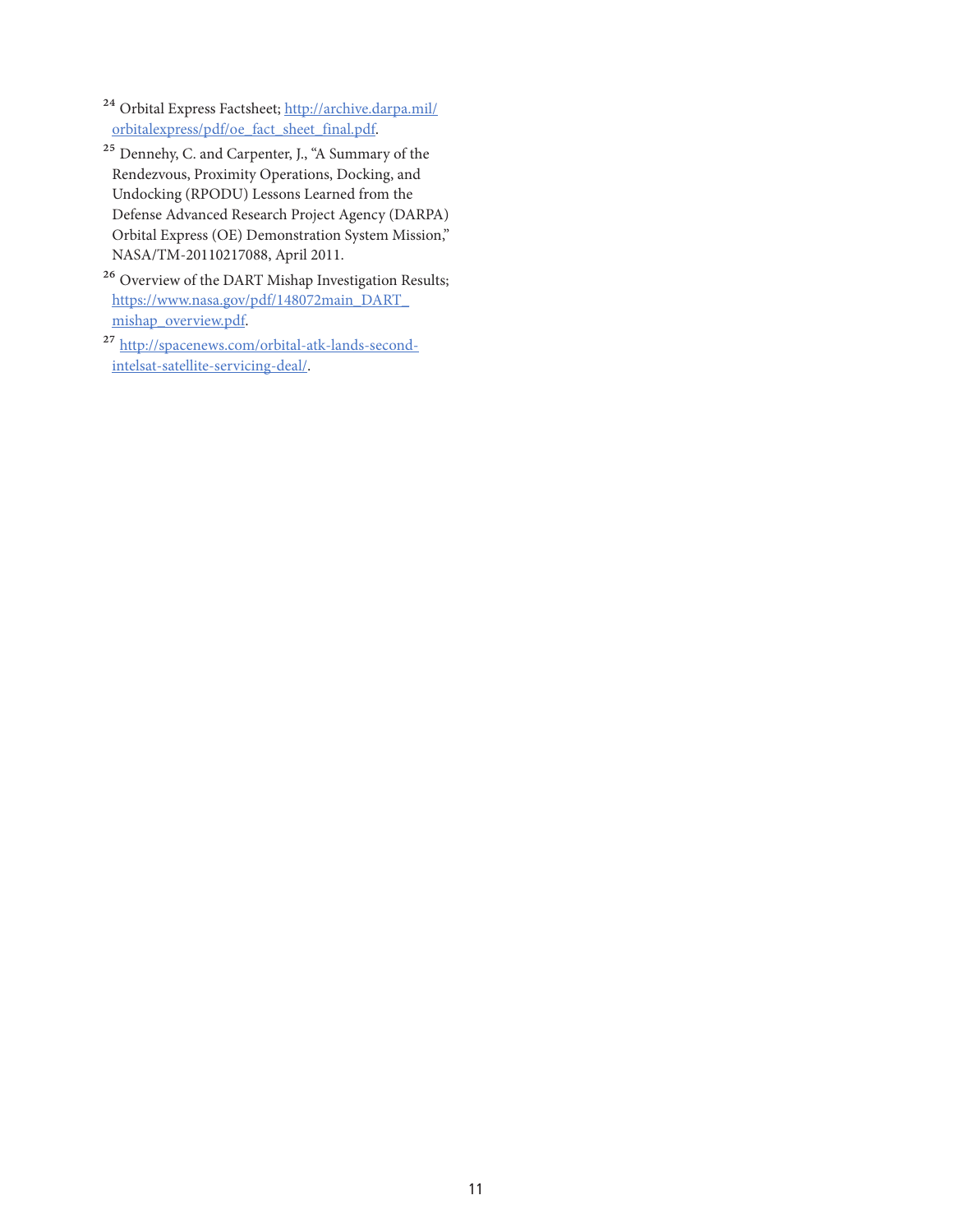[24] Orbital Express Factsheet; http://archive.darpa.mil/orbitalexpress/pdf/oe_fact_sheet_final.pdf.

[25] Dennehy, C. and Carpenter, J., "A Summary of the Rendezvous, Proximity Operations, Docking, and Undocking (RPODU) Lessons Learned from the Defense Advanced Research Project Agency (DARPA) Orbital Express (OE) Demonstration System Mission," NASA/TM-20110217088, April 2011.

[26] Overview of the DART Mishap Investigation Results; https://www.nasa.gov/pdf/148072main_DART_mishap_overview.pdf.

[27] http://spacenews.com/orbital-atk-lands-second-intelsat-satellite-servicing-deal/.